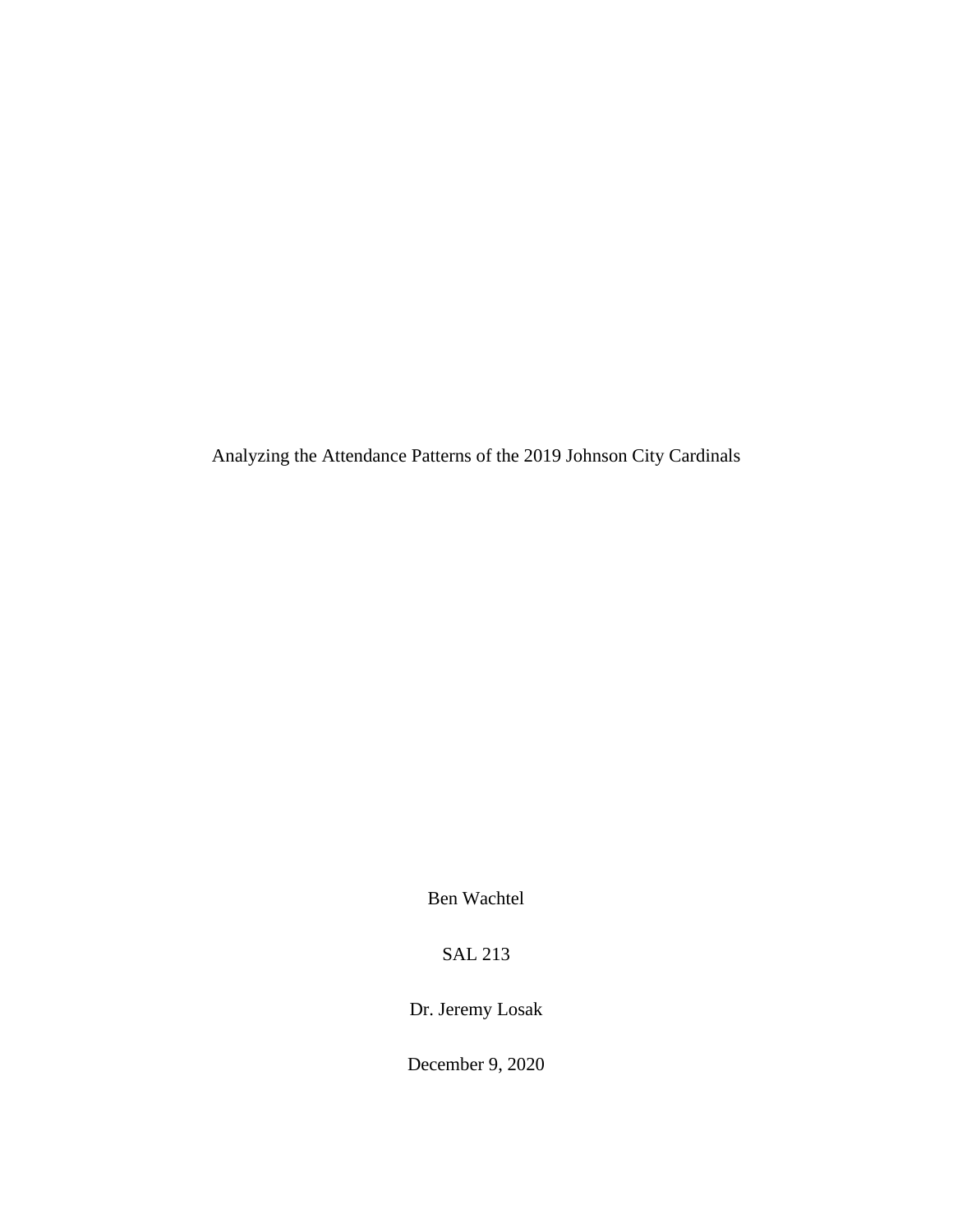# Analyzing the Attendance Patterns of the 2019 Johnson City Cardinals

Ben Wachtel

SAL 213

Dr. Jeremy Losak

December 9, 2020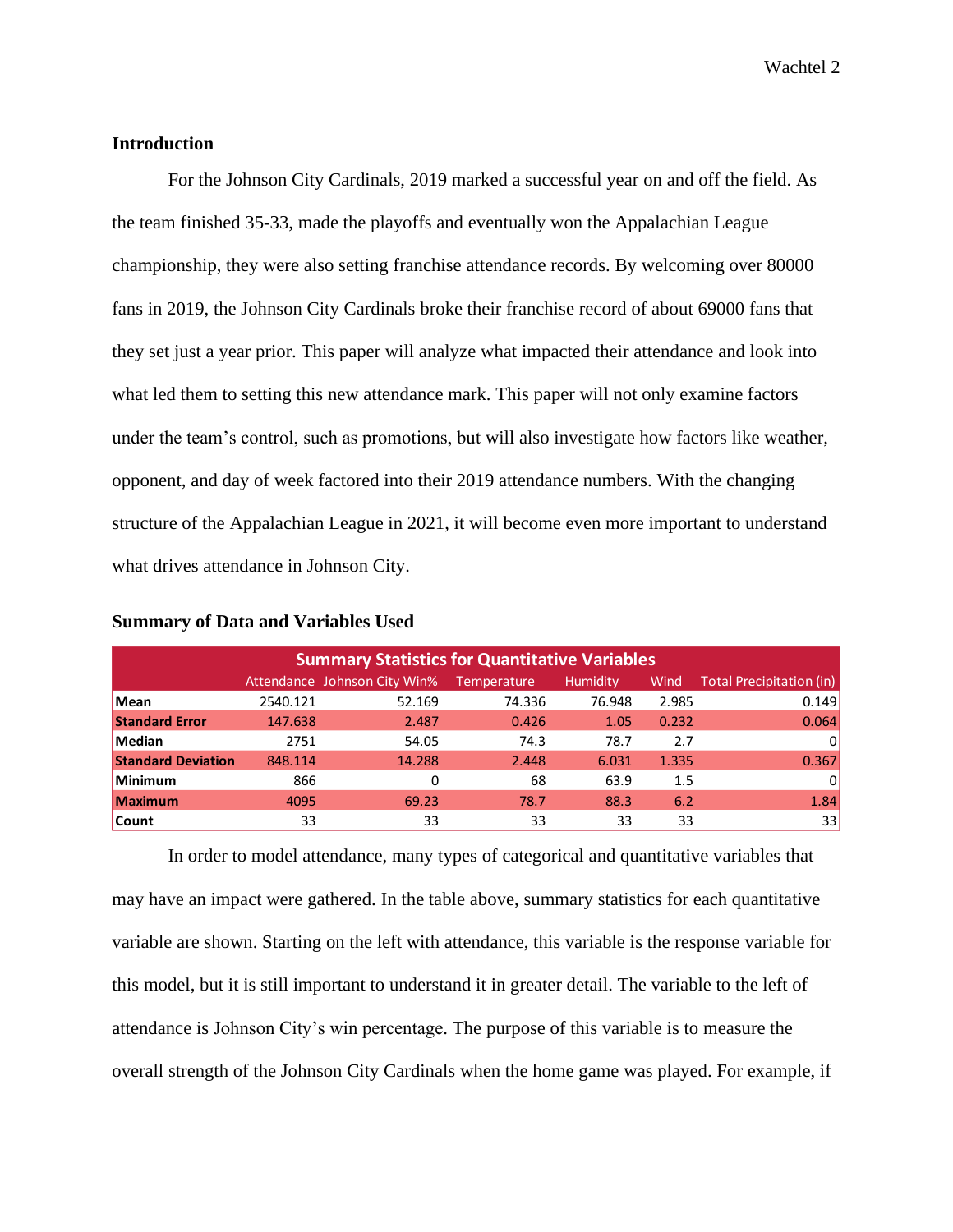**Introduction**

For the Johnson City Cardinals, 2019 marked a successful year on and off the field. As the team finished 35-33, made the playoffs and eventually won the Appalachian League championship, they were also setting franchise attendance records. By welcoming over 80000 fans in 2019, the Johnson City Cardinals broke their franchise record of about 69000 fans that they set just a year prior. This paper will analyze what impacted their attendance and look into what led them to setting this new attendance mark. This paper will not only examine factors under the team's control, such as promotions, but will also investigate how factors like weather, opponent, and day of week factored into their 2019 attendance numbers. With the changing structure of the Appalachian League in 2021, it will become even more important to understand what drives attendance in Johnson City.

**Summary of Data and Variables Used**

| Summary Statistics for Quantitative Variables | | | | | | |
|---|---|---|---|---|---|---|
| | Attendance | Johnson City Win% | Temperature | Humidity | Wind | Total Precipitation (in) |
| **Mean** | 2540.121 | 52.169 | 74.336 | 76.948 | 2.985 | 0.149 |
| **Standard Error** | 147.638 | 2.487 | 0.426 | 1.05 | 0.232 | 0.064 |
| **Median** | 2751 | 54.05 | 74.3 | 78.7 | 2.7 | 0 |
| **Standard Deviation** | 848.114 | 14.288 | 2.448 | 6.031 | 1.335 | 0.367 |
| **Minimum** | 866 | 0 | 68 | 63.9 | 1.5 | 0 |
| **Maximum** | 4095 | 69.23 | 78.7 | 88.3 | 6.2 | 1.84 |
| **Count** | 33 | 33 | 33 | 33 | 33 | 33 |

In order to model attendance, many types of categorical and quantitative variables that may have an impact were gathered. In the table above, summary statistics for each quantitative variable are shown. Starting on the left with attendance, this variable is the response variable for this model, but it is still important to understand it in greater detail. The variable to the left of attendance is Johnson City's win percentage. The purpose of this variable is to measure the overall strength of the Johnson City Cardinals when the home game was played. For example, if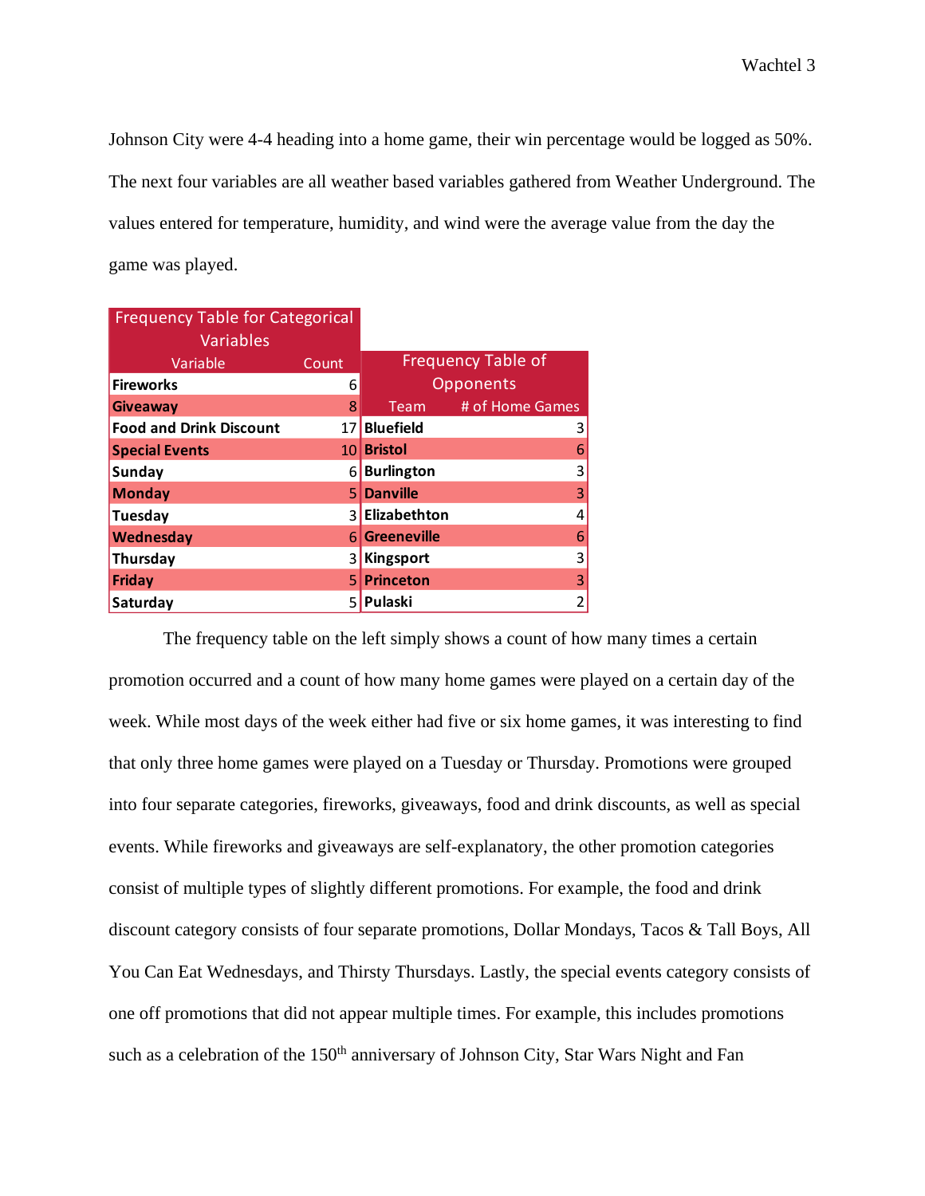Johnson City were 4-4 heading into a home game, their win percentage would be logged as 50%. The next four variables are all weather based variables gathered from Weather Underground. The values entered for temperature, humidity, and wind were the average value from the day the game was played.

**Frequency Table for Categorical Variables**

| Variable | Count |
| --- | --- |
| **Fireworks** | 6 |
| **Giveaway** | 8 |
| **Food and Drink Discount** | 17 |
| **Special Events** | 10 |
| **Sunday** | 6 |
| **Monday** | 5 |
| **Tuesday** | 3 |
| **Wednesday** | 6 |
| **Thursday** | 3 |
| **Friday** | 5 |
| **Saturday** | 5 |

**Frequency Table of Opponents**

| Team | # of Home Games |
| --- | --- |
| **Bluefield** | 3 |
| **Bristol** | 6 |
| **Burlington** | 3 |
| **Danville** | 3 |
| **Elizabethton** | 4 |
| **Greeneville** | 6 |
| **Kingsport** | 3 |
| **Princeton** | 3 |
| **Pulaski** | 2 |

The frequency table on the left simply shows a count of how many times a certain promotion occurred and a count of how many home games were played on a certain day of the week. While most days of the week either had five or six home games, it was interesting to find that only three home games were played on a Tuesday or Thursday. Promotions were grouped into four separate categories, fireworks, giveaways, food and drink discounts, as well as special events. While fireworks and giveaways are self-explanatory, the other promotion categories consist of multiple types of slightly different promotions. For example, the food and drink discount category consists of four separate promotions, Dollar Mondays, Tacos & Tall Boys, All You Can Eat Wednesdays, and Thirsty Thursdays. Lastly, the special events category consists of one off promotions that did not appear multiple times. For example, this includes promotions such as a celebration of the 150th anniversary of Johnson City, Star Wars Night and Fan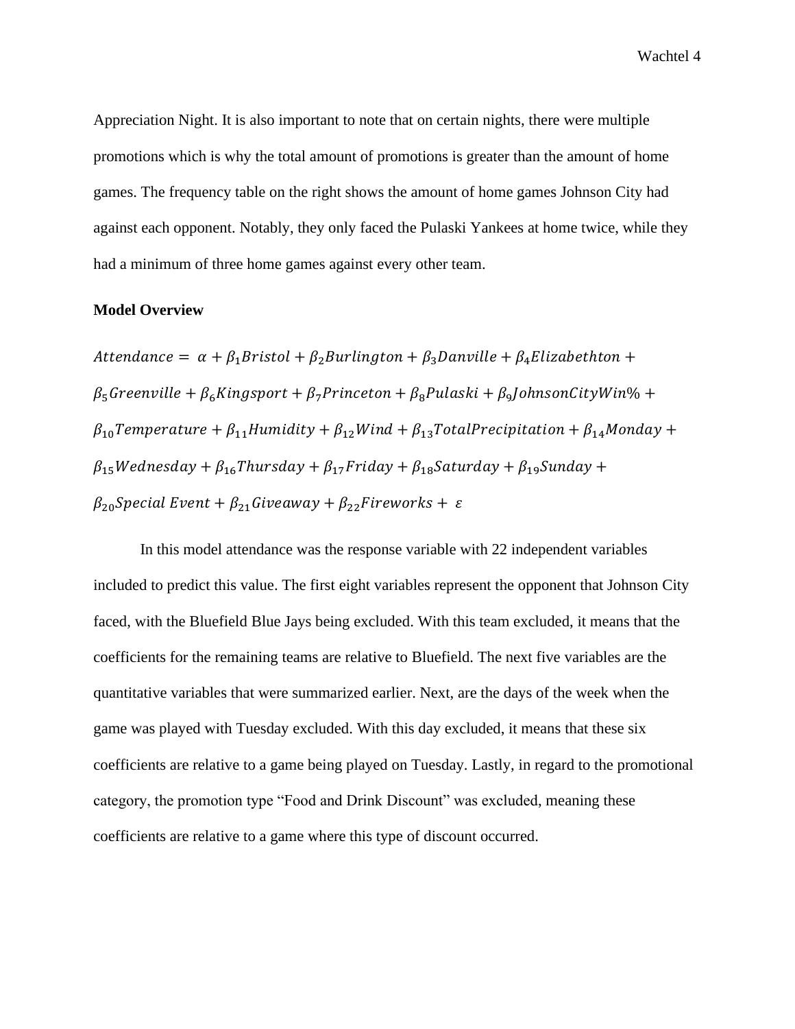Appreciation Night. It is also important to note that on certain nights, there were multiple promotions which is why the total amount of promotions is greater than the amount of home games. The frequency table on the right shows the amount of home games Johnson City had against each opponent. Notably, they only faced the Pulaski Yankees at home twice, while they had a minimum of three home games against every other team.

**Model Overview**

$$Attendance = \alpha + \beta_1 Bristol + \beta_2 Burlington + \beta_3 Danville + \beta_4 Elizabethton + \beta_5 Greenville + \beta_6 Kingsport + \beta_7 Princeton + \beta_8 Pulaski + \beta_9 JohnsonCityWin\% + \beta_{10} Temperature + \beta_{11} Humidity + \beta_{12} Wind + \beta_{13} TotalPrecipitation + \beta_{14} Monday + \beta_{15} Wednesday + \beta_{16} Thursday + \beta_{17} Friday + \beta_{18} Saturday + \beta_{19} Sunday + \beta_{20} Special\ Event + \beta_{21} Giveaway + \beta_{22} Fireworks + \varepsilon$$

In this model attendance was the response variable with 22 independent variables included to predict this value. The first eight variables represent the opponent that Johnson City faced, with the Bluefield Blue Jays being excluded. With this team excluded, it means that the coefficients for the remaining teams are relative to Bluefield. The next five variables are the quantitative variables that were summarized earlier. Next, are the days of the week when the game was played with Tuesday excluded. With this day excluded, it means that these six coefficients are relative to a game being played on Tuesday. Lastly, in regard to the promotional category, the promotion type "Food and Drink Discount" was excluded, meaning these coefficients are relative to a game where this type of discount occurred.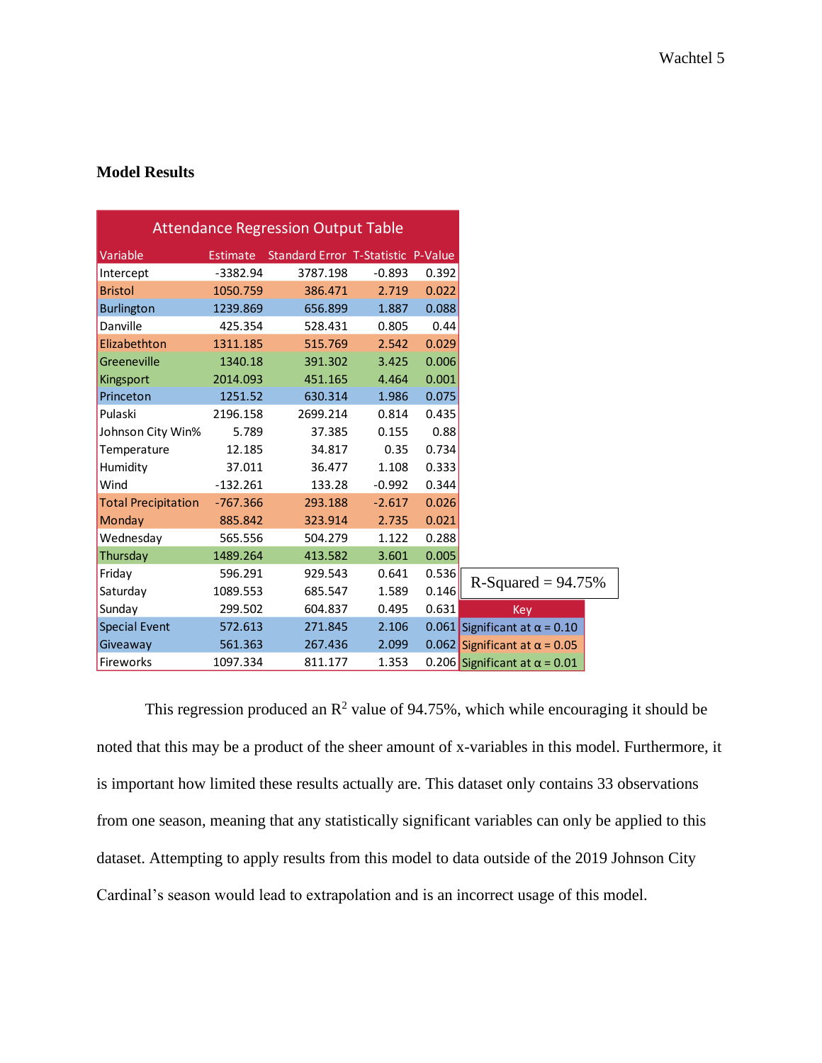**Model Results**

| Attendance Regression Output Table | | | | |
|---|---|---|---|---|
| Variable | Estimate | Standard Error | T-Statistic | P-Value |
| Intercept | -3382.94 | 3787.198 | -0.893 | 0.392 |
| Bristol | 1050.759 | 386.471 | 2.719 | 0.022 |
| Burlington | 1239.869 | 656.899 | 1.887 | 0.088 |
| Danville | 425.354 | 528.431 | 0.805 | 0.44 |
| Elizabethton | 1311.185 | 515.769 | 2.542 | 0.029 |
| Greeneville | 1340.18 | 391.302 | 3.425 | 0.006 |
| Kingsport | 2014.093 | 451.165 | 4.464 | 0.001 |
| Princeton | 1251.52 | 630.314 | 1.986 | 0.075 |
| Pulaski | 2196.158 | 2699.214 | 0.814 | 0.435 |
| Johnson City Win% | 5.789 | 37.385 | 0.155 | 0.88 |
| Temperature | 12.185 | 34.817 | 0.35 | 0.734 |
| Humidity | 37.011 | 36.477 | 1.108 | 0.333 |
| Wind | -132.261 | 133.28 | -0.992 | 0.344 |
| Total Precipitation | -767.366 | 293.188 | -2.617 | 0.026 |
| Monday | 885.842 | 323.914 | 2.735 | 0.021 |
| Wednesday | 565.556 | 504.279 | 1.122 | 0.288 |
| Thursday | 1489.264 | 413.582 | 3.601 | 0.005 |
| Friday | 596.291 | 929.543 | 0.641 | 0.536 |
| Saturday | 1089.553 | 685.547 | 1.589 | 0.146 |
| Sunday | 299.502 | 604.837 | 0.495 | 0.631 |
| Special Event | 572.613 | 271.845 | 2.106 | 0.061 |
| Giveaway | 561.363 | 267.436 | 2.099 | 0.062 |
| Fireworks | 1097.334 | 811.177 | 1.353 | 0.206 |

R-Squared = 94.75%

| Key |
|---|
| Significant at α = 0.10 |
| Significant at α = 0.05 |
| Significant at α = 0.01 |

This regression produced an $R^2$ value of 94.75%, which while encouraging it should be noted that this may be a product of the sheer amount of x-variables in this model. Furthermore, it is important how limited these results actually are. This dataset only contains 33 observations from one season, meaning that any statistically significant variables can only be applied to this dataset. Attempting to apply results from this model to data outside of the 2019 Johnson City Cardinal's season would lead to extrapolation and is an incorrect usage of this model.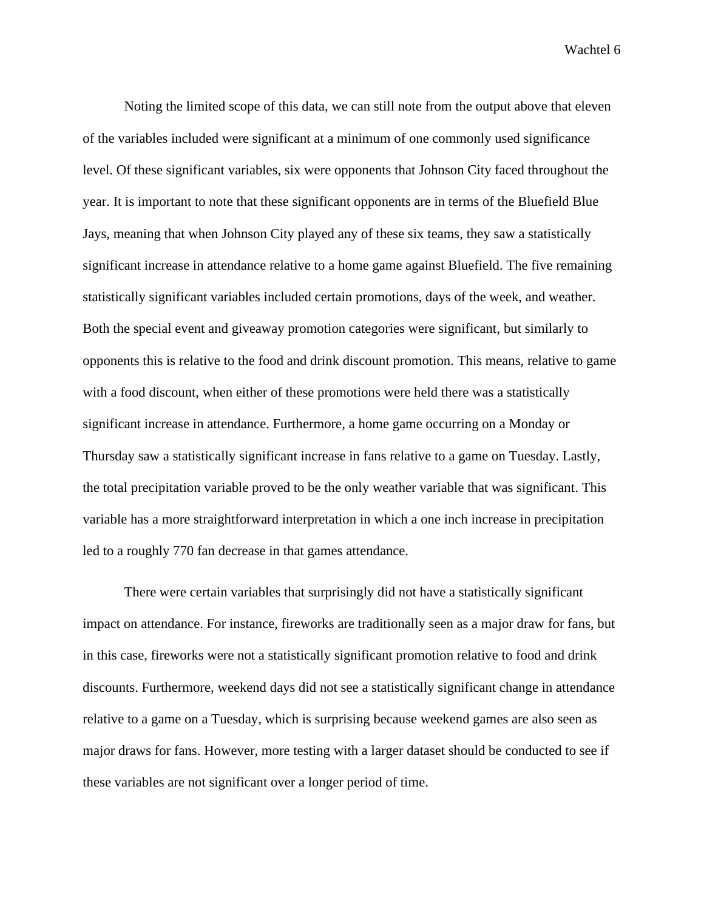Noting the limited scope of this data, we can still note from the output above that eleven of the variables included were significant at a minimum of one commonly used significance level. Of these significant variables, six were opponents that Johnson City faced throughout the year. It is important to note that these significant opponents are in terms of the Bluefield Blue Jays, meaning that when Johnson City played any of these six teams, they saw a statistically significant increase in attendance relative to a home game against Bluefield. The five remaining statistically significant variables included certain promotions, days of the week, and weather. Both the special event and giveaway promotion categories were significant, but similarly to opponents this is relative to the food and drink discount promotion. This means, relative to game with a food discount, when either of these promotions were held there was a statistically significant increase in attendance. Furthermore, a home game occurring on a Monday or Thursday saw a statistically significant increase in fans relative to a game on Tuesday. Lastly, the total precipitation variable proved to be the only weather variable that was significant. This variable has a more straightforward interpretation in which a one inch increase in precipitation led to a roughly 770 fan decrease in that games attendance.

There were certain variables that surprisingly did not have a statistically significant impact on attendance. For instance, fireworks are traditionally seen as a major draw for fans, but in this case, fireworks were not a statistically significant promotion relative to food and drink discounts. Furthermore, weekend days did not see a statistically significant change in attendance relative to a game on a Tuesday, which is surprising because weekend games are also seen as major draws for fans. However, more testing with a larger dataset should be conducted to see if these variables are not significant over a longer period of time.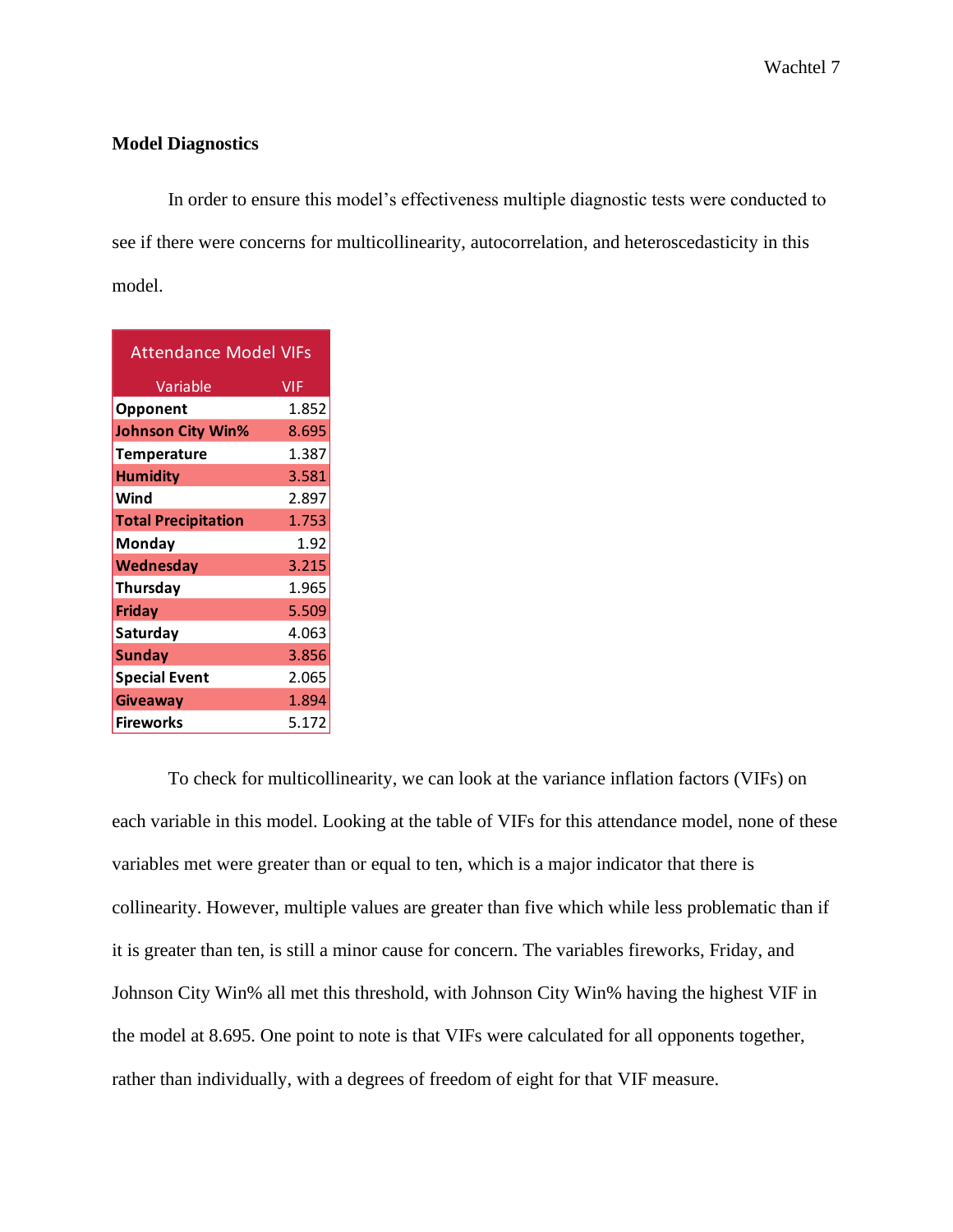**Model Diagnostics**

In order to ensure this model's effectiveness multiple diagnostic tests were conducted to see if there were concerns for multicollinearity, autocorrelation, and heteroscedasticity in this model.

| Attendance Model VIFs | |
|---|---|
| **Variable** | **VIF** |
| **Opponent** | 1.852 |
| **Johnson City Win%** | 8.695 |
| **Temperature** | 1.387 |
| **Humidity** | 3.581 |
| **Wind** | 2.897 |
| **Total Precipitation** | 1.753 |
| **Monday** | 1.92 |
| **Wednesday** | 3.215 |
| **Thursday** | 1.965 |
| **Friday** | 5.509 |
| **Saturday** | 4.063 |
| **Sunday** | 3.856 |
| **Special Event** | 2.065 |
| **Giveaway** | 1.894 |
| **Fireworks** | 5.172 |

To check for multicollinearity, we can look at the variance inflation factors (VIFs) on each variable in this model. Looking at the table of VIFs for this attendance model, none of these variables met were greater than or equal to ten, which is a major indicator that there is collinearity. However, multiple values are greater than five which while less problematic than if it is greater than ten, is still a minor cause for concern. The variables fireworks, Friday, and Johnson City Win% all met this threshold, with Johnson City Win% having the highest VIF in the model at 8.695. One point to note is that VIFs were calculated for all opponents together, rather than individually, with a degrees of freedom of eight for that VIF measure.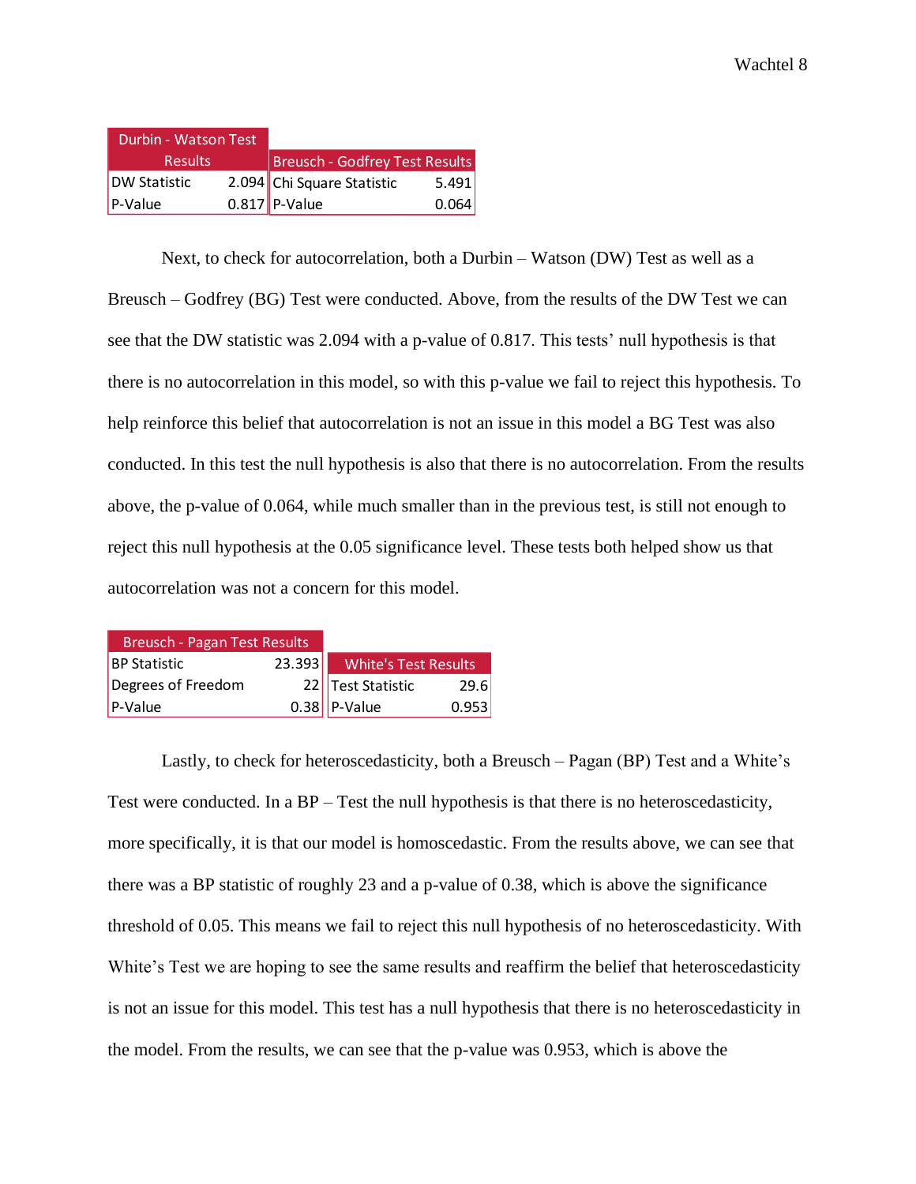| Durbin - Watson Test Results | |
|---|---|
| DW Statistic | 2.094 |
| P-Value | 0.817 |

| Breusch - Godfrey Test Results | |
|---|---|
| Chi Square Statistic | 5.491 |
| P-Value | 0.064 |

Next, to check for autocorrelation, both a Durbin – Watson (DW) Test as well as a Breusch – Godfrey (BG) Test were conducted. Above, from the results of the DW Test we can see that the DW statistic was 2.094 with a p-value of 0.817. This tests' null hypothesis is that there is no autocorrelation in this model, so with this p-value we fail to reject this hypothesis. To help reinforce this belief that autocorrelation is not an issue in this model a BG Test was also conducted. In this test the null hypothesis is also that there is no autocorrelation. From the results above, the p-value of 0.064, while much smaller than in the previous test, is still not enough to reject this null hypothesis at the 0.05 significance level. These tests both helped show us that autocorrelation was not a concern for this model.

| Breusch - Pagan Test Results | |
|---|---|
| BP Statistic | 23.393 |
| Degrees of Freedom | 22 |
| P-Value | 0.38 |

| White's Test Results | |
|---|---|
| Test Statistic | 29.6 |
| P-Value | 0.953 |

Lastly, to check for heteroscedasticity, both a Breusch – Pagan (BP) Test and a White's Test were conducted. In a BP – Test the null hypothesis is that there is no heteroscedasticity, more specifically, it is that our model is homoscedastic. From the results above, we can see that there was a BP statistic of roughly 23 and a p-value of 0.38, which is above the significance threshold of 0.05. This means we fail to reject this null hypothesis of no heteroscedasticity. With White's Test we are hoping to see the same results and reaffirm the belief that heteroscedasticity is not an issue for this model. This test has a null hypothesis that there is no heteroscedasticity in the model. From the results, we can see that the p-value was 0.953, which is above the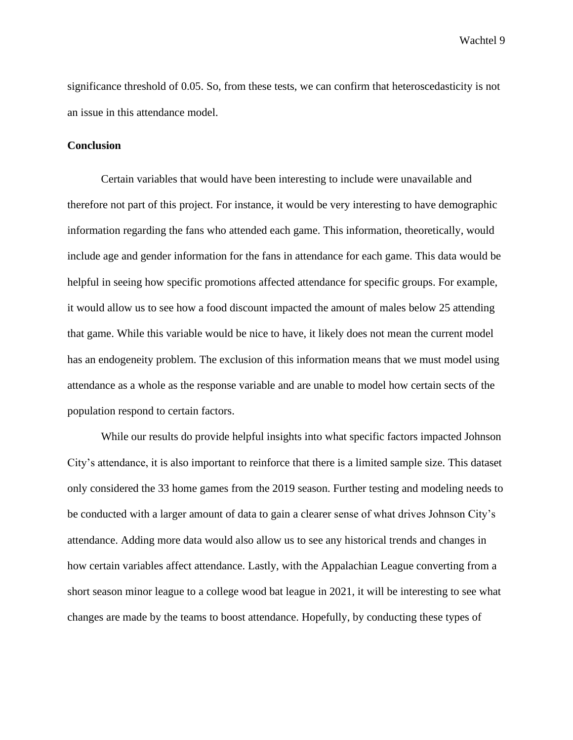significance threshold of 0.05. So, from these tests, we can confirm that heteroscedasticity is not an issue in this attendance model.

**Conclusion**

Certain variables that would have been interesting to include were unavailable and therefore not part of this project. For instance, it would be very interesting to have demographic information regarding the fans who attended each game. This information, theoretically, would include age and gender information for the fans in attendance for each game. This data would be helpful in seeing how specific promotions affected attendance for specific groups. For example, it would allow us to see how a food discount impacted the amount of males below 25 attending that game. While this variable would be nice to have, it likely does not mean the current model has an endogeneity problem. The exclusion of this information means that we must model using attendance as a whole as the response variable and are unable to model how certain sects of the population respond to certain factors.

While our results do provide helpful insights into what specific factors impacted Johnson City's attendance, it is also important to reinforce that there is a limited sample size. This dataset only considered the 33 home games from the 2019 season. Further testing and modeling needs to be conducted with a larger amount of data to gain a clearer sense of what drives Johnson City's attendance. Adding more data would also allow us to see any historical trends and changes in how certain variables affect attendance. Lastly, with the Appalachian League converting from a short season minor league to a college wood bat league in 2021, it will be interesting to see what changes are made by the teams to boost attendance. Hopefully, by conducting these types of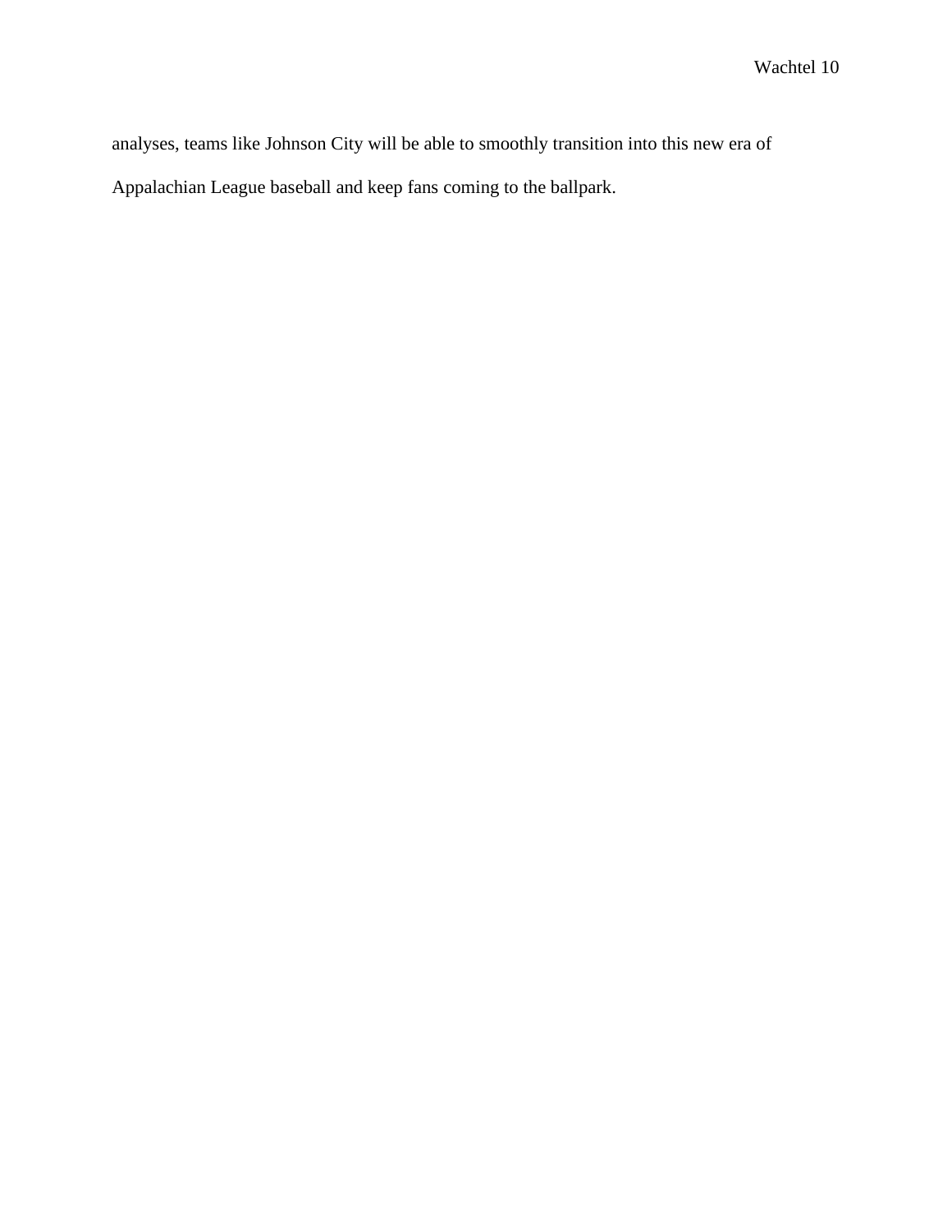analyses, teams like Johnson City will be able to smoothly transition into this new era of Appalachian League baseball and keep fans coming to the ballpark.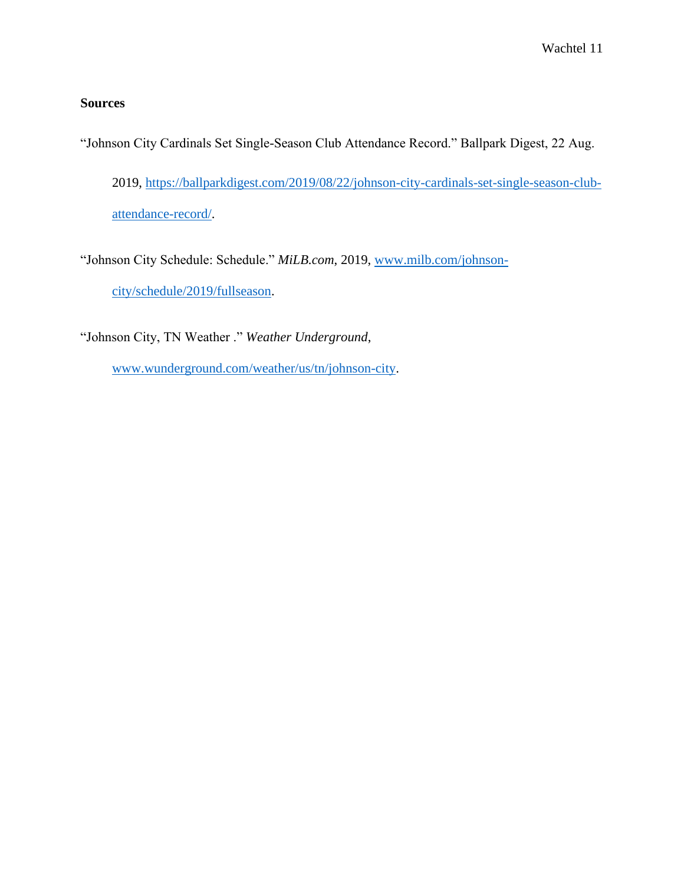**Sources**

"Johnson City Cardinals Set Single-Season Club Attendance Record." Ballpark Digest, 22 Aug. 2019, https://ballparkdigest.com/2019/08/22/johnson-city-cardinals-set-single-season-club-attendance-record/.

"Johnson City Schedule: Schedule." *MiLB.com*, 2019, www.milb.com/johnson-city/schedule/2019/fullseason.

"Johnson City, TN Weather ." *Weather Underground*, www.wunderground.com/weather/us/tn/johnson-city.